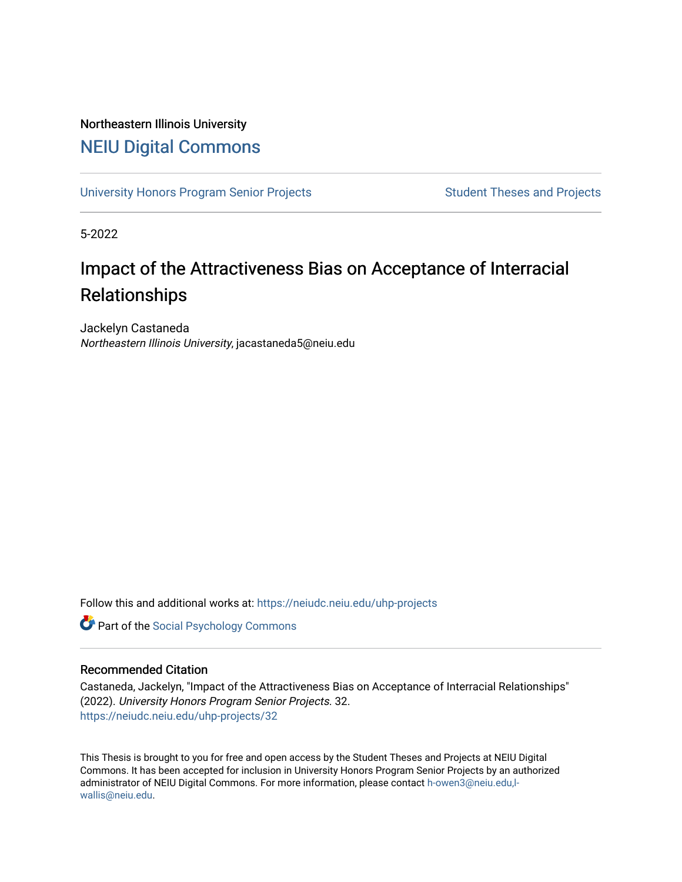Northeastern Illinois University

# NEIU Digital Commons

University Honors Program Senior Projects | Student Theses and Projects

5-2022

## Impact of the Attractiveness Bias on Acceptance of Interracial Relationships

Jackelyn Castaneda
*Northeastern Illinois University*, jacastaneda5@neiu.edu

Follow this and additional works at: https://neiudc.neiu.edu/uhp-projects

Part of the Social Psychology Commons

### Recommended Citation

Castaneda, Jackelyn, "Impact of the Attractiveness Bias on Acceptance of Interracial Relationships" (2022). *University Honors Program Senior Projects*. 32.
https://neiudc.neiu.edu/uhp-projects/32

This Thesis is brought to you for free and open access by the Student Theses and Projects at NEIU Digital Commons. It has been accepted for inclusion in University Honors Program Senior Projects by an authorized administrator of NEIU Digital Commons. For more information, please contact h-owen3@neiu.edu,l-wallis@neiu.edu.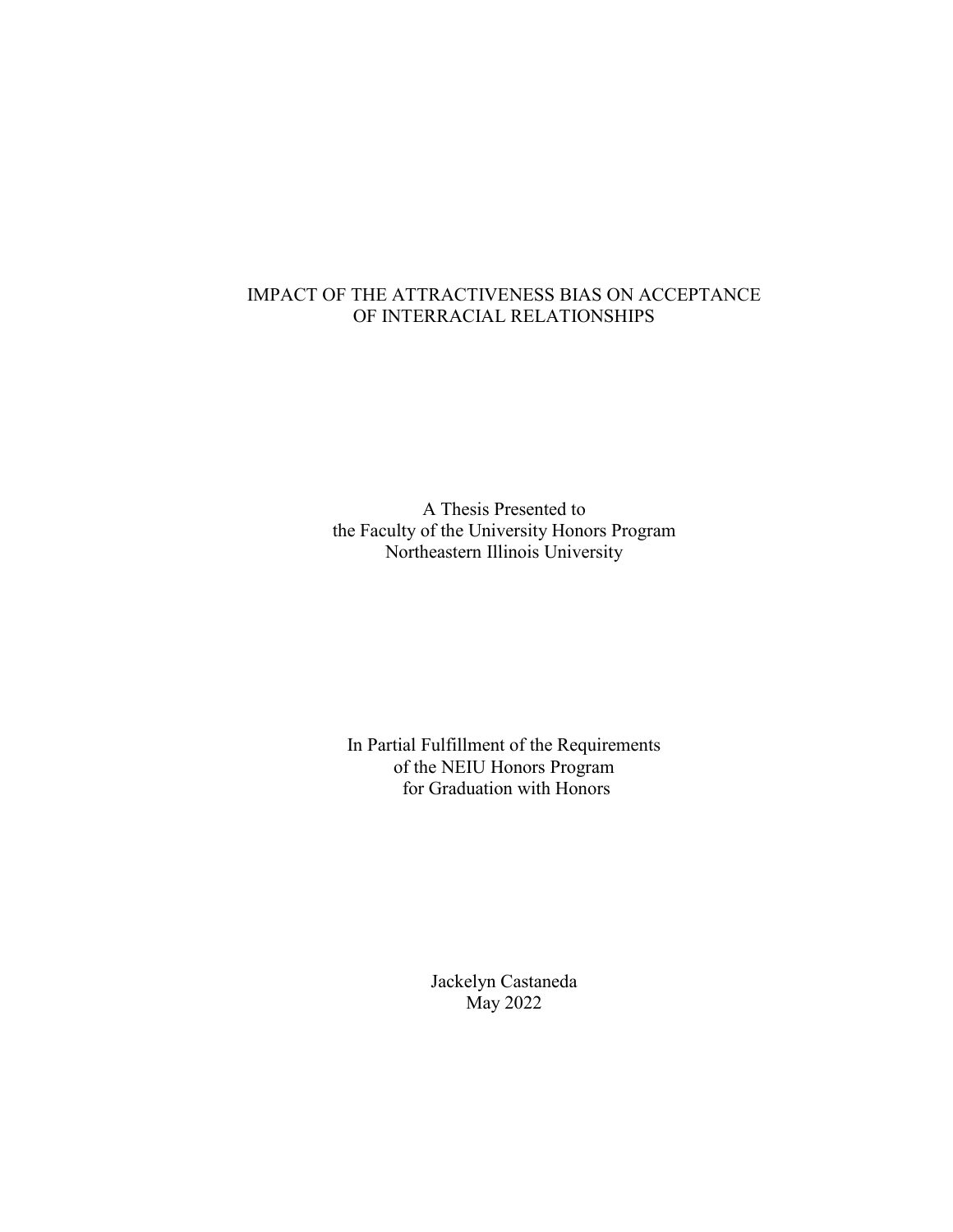# IMPACT OF THE ATTRACTIVENESS BIAS ON ACCEPTANCE OF INTERRACIAL RELATIONSHIPS

A Thesis Presented to
the Faculty of the University Honors Program
Northeastern Illinois University

In Partial Fulfillment of the Requirements
of the NEIU Honors Program
for Graduation with Honors

Jackelyn Castaneda
May 2022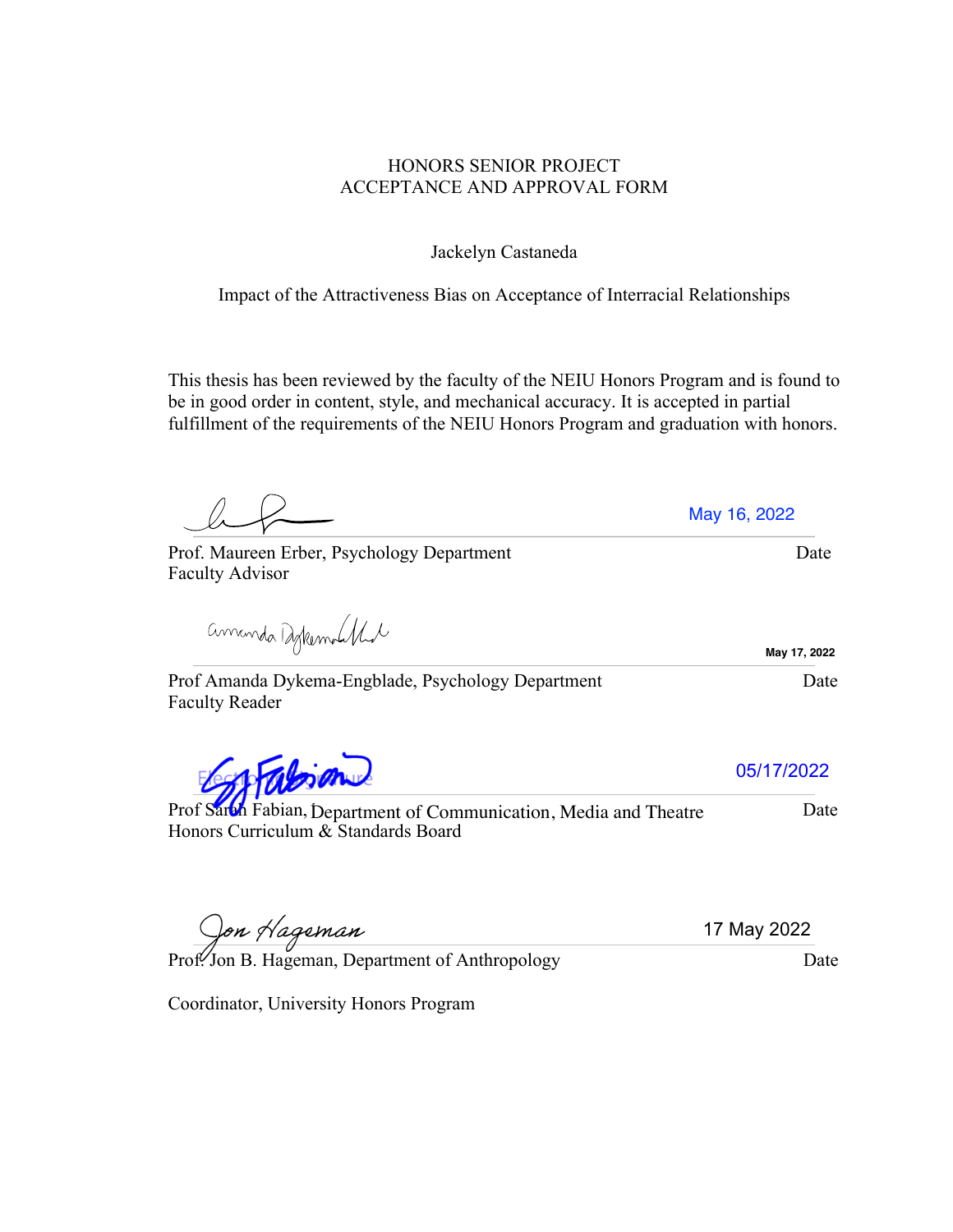HONORS SENIOR PROJECT
ACCEPTANCE AND APPROVAL FORM

Jackelyn Castaneda

Impact of the Attractiveness Bias on Acceptance of Interracial Relationships

This thesis has been reviewed by the faculty of the NEIU Honors Program and is found to be in good order in content, style, and mechanical accuracy. It is accepted in partial fulfillment of the requirements of the NEIU Honors Program and graduation with honors.

May 16, 2022

Prof. Maureen Erber, Psychology Department — Date
Faculty Advisor

May 17, 2022

Prof Amanda Dykema-Engblade, Psychology Department — Date
Faculty Reader

05/17/2022

Prof Sarah Fabian, Department of Communication, Media and Theatre — Date
Honors Curriculum & Standards Board

17 May 2022

Prof. Jon B. Hageman, Department of Anthropology — Date

Coordinator, University Honors Program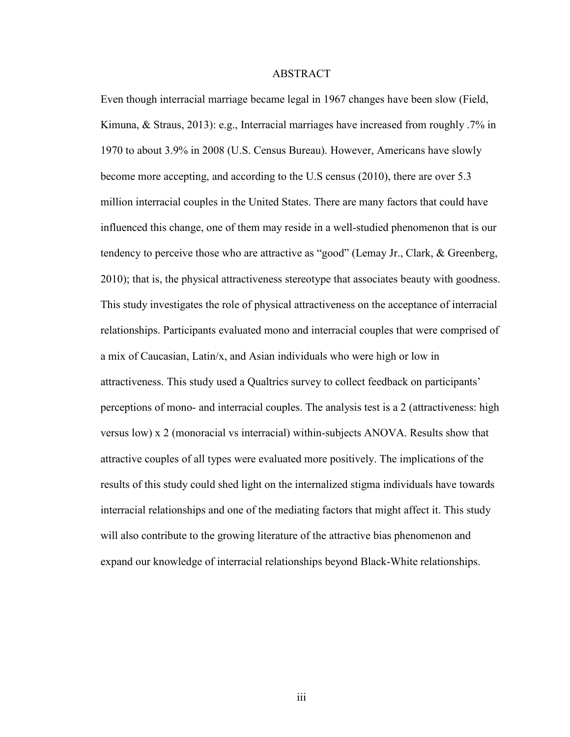# ABSTRACT

Even though interracial marriage became legal in 1967 changes have been slow (Field, Kimuna, & Straus, 2013): e.g., Interracial marriages have increased from roughly .7% in 1970 to about 3.9% in 2008 (U.S. Census Bureau). However, Americans have slowly become more accepting, and according to the U.S census (2010), there are over 5.3 million interracial couples in the United States. There are many factors that could have influenced this change, one of them may reside in a well-studied phenomenon that is our tendency to perceive those who are attractive as "good" (Lemay Jr., Clark, & Greenberg, 2010); that is, the physical attractiveness stereotype that associates beauty with goodness. This study investigates the role of physical attractiveness on the acceptance of interracial relationships. Participants evaluated mono and interracial couples that were comprised of a mix of Caucasian, Latin/x, and Asian individuals who were high or low in attractiveness. This study used a Qualtrics survey to collect feedback on participants' perceptions of mono- and interracial couples. The analysis test is a 2 (attractiveness: high versus low) x 2 (monoracial vs interracial) within-subjects ANOVA. Results show that attractive couples of all types were evaluated more positively. The implications of the results of this study could shed light on the internalized stigma individuals have towards interracial relationships and one of the mediating factors that might affect it. This study will also contribute to the growing literature of the attractive bias phenomenon and expand our knowledge of interracial relationships beyond Black-White relationships.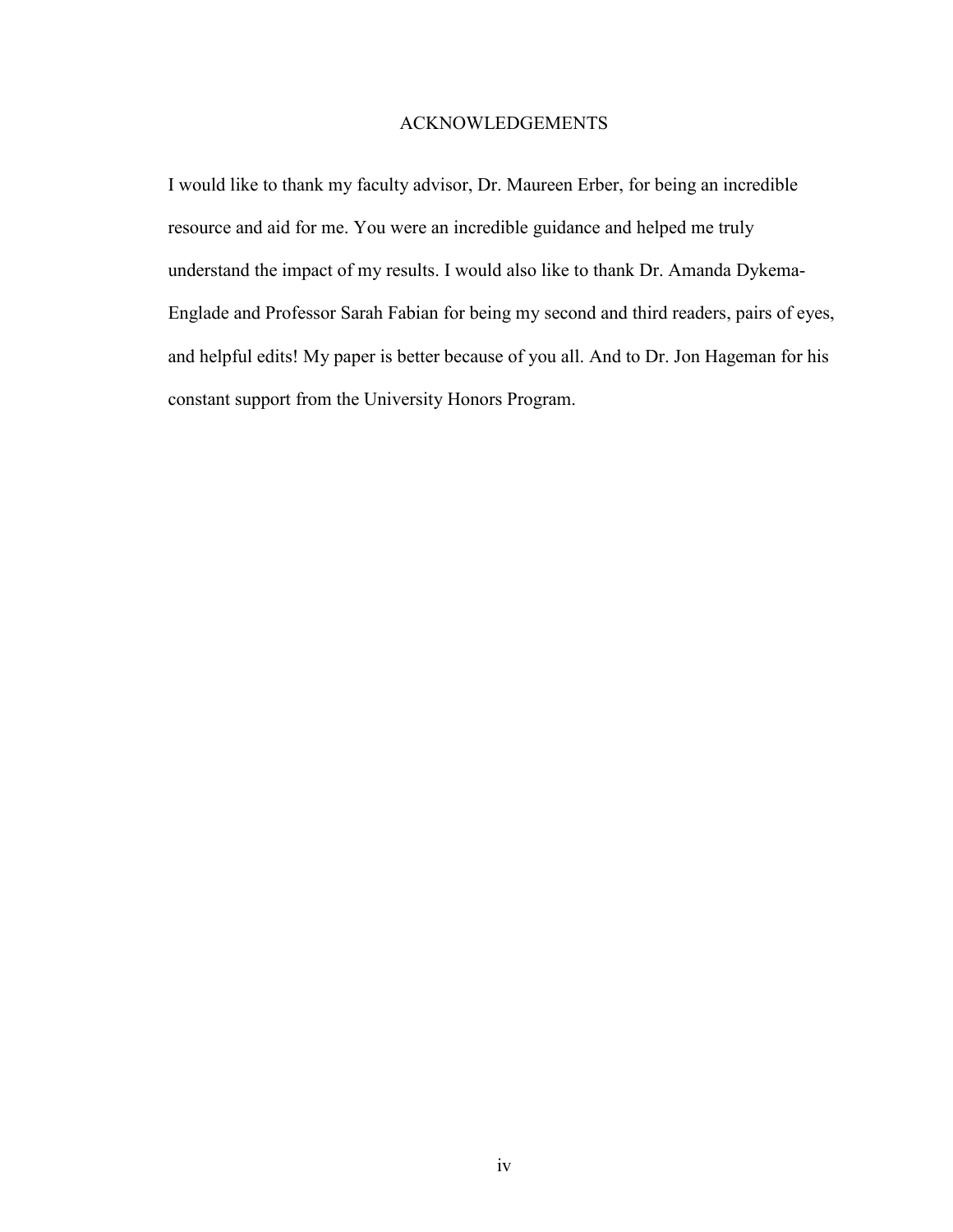# ACKNOWLEDGEMENTS

I would like to thank my faculty advisor, Dr. Maureen Erber, for being an incredible resource and aid for me. You were an incredible guidance and helped me truly understand the impact of my results. I would also like to thank Dr. Amanda Dykema-Englade and Professor Sarah Fabian for being my second and third readers, pairs of eyes, and helpful edits! My paper is better because of you all. And to Dr. Jon Hageman for his constant support from the University Honors Program.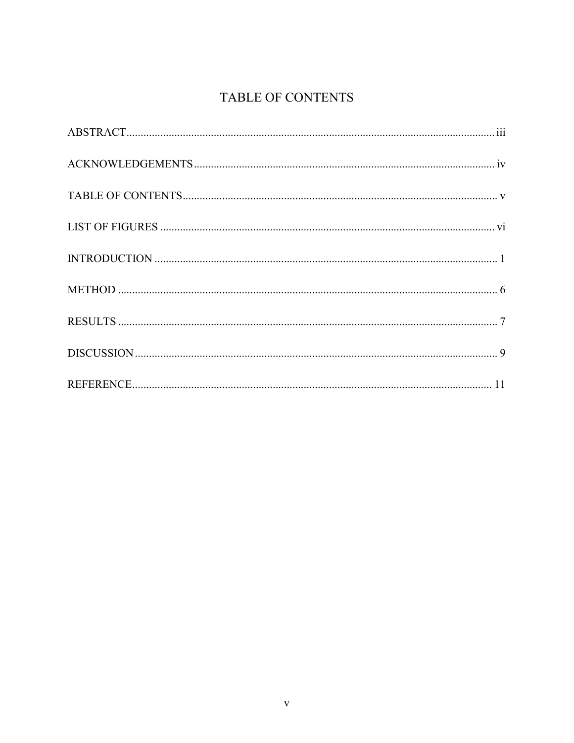# TABLE OF CONTENTS

ABSTRACT....................................................................................................................................iii

ACKNOWLEDGEMENTS............................................................................................................iv

TABLE OF CONTENTS.................................................................................................................v

LIST OF FIGURES.......................................................................................................................vi

INTRODUCTION...........................................................................................................................1

METHOD........................................................................................................................................6

RESULTS........................................................................................................................................7

DISCUSSION..................................................................................................................................9

REFERENCE.................................................................................................................................11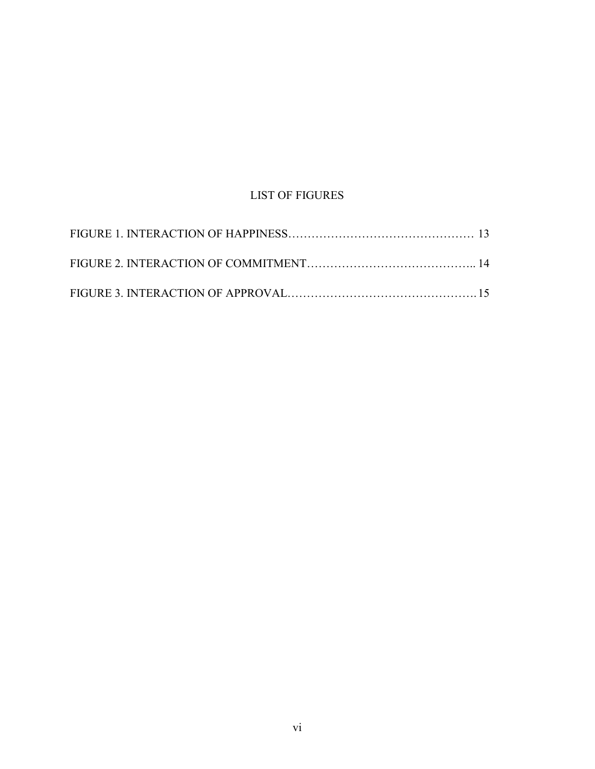# LIST OF FIGURES

FIGURE 1. INTERACTION OF HAPPINESS………………………………………… 13

FIGURE 2. INTERACTION OF COMMITMENT…………………………………….. 14

FIGURE 3. INTERACTION OF APPROVAL………………………………………….15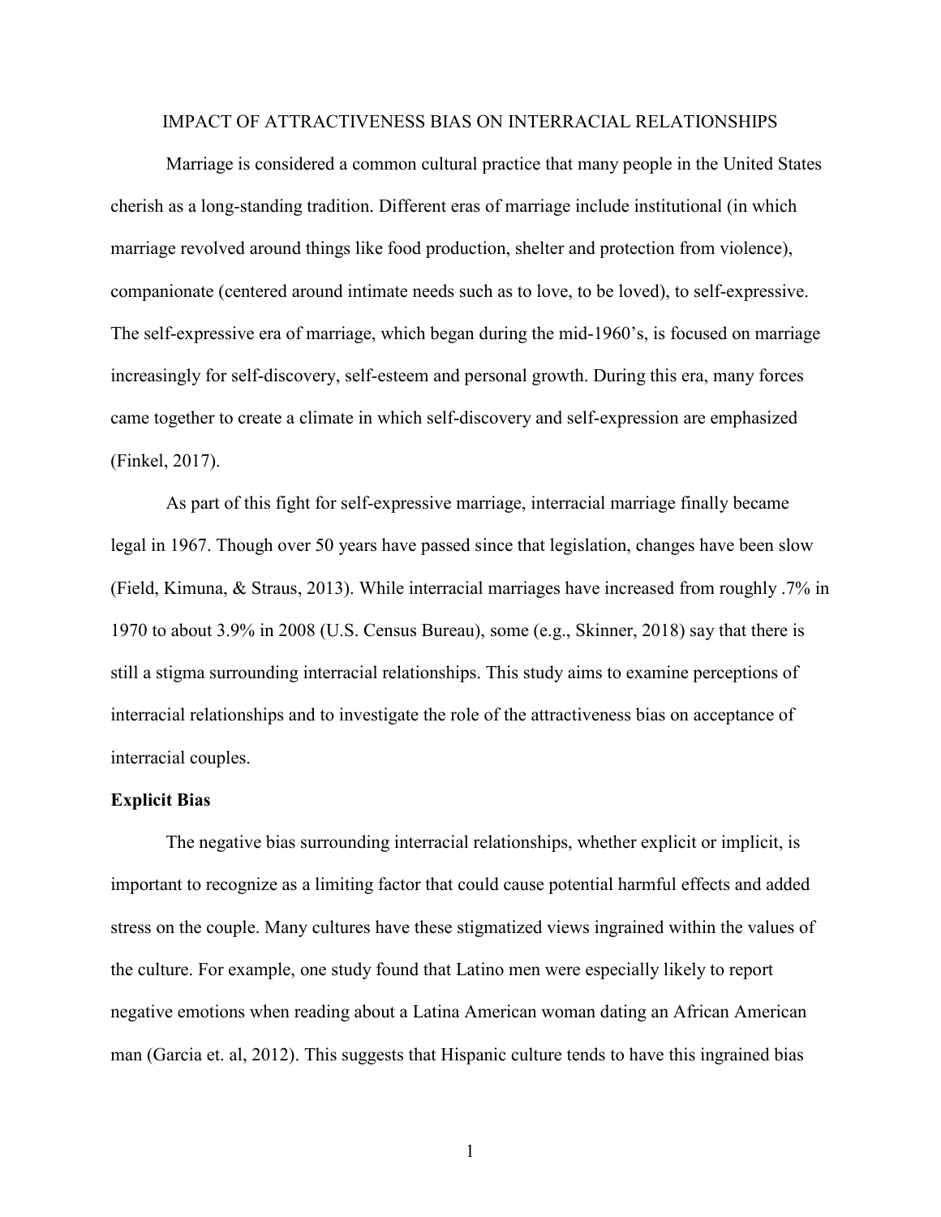IMPACT OF ATTRACTIVENESS BIAS ON INTERRACIAL RELATIONSHIPS

Marriage is considered a common cultural practice that many people in the United States cherish as a long-standing tradition. Different eras of marriage include institutional (in which marriage revolved around things like food production, shelter and protection from violence), companionate (centered around intimate needs such as to love, to be loved), to self-expressive. The self-expressive era of marriage, which began during the mid-1960's, is focused on marriage increasingly for self-discovery, self-esteem and personal growth. During this era, many forces came together to create a climate in which self-discovery and self-expression are emphasized (Finkel, 2017).

As part of this fight for self-expressive marriage, interracial marriage finally became legal in 1967. Though over 50 years have passed since that legislation, changes have been slow (Field, Kimuna, & Straus, 2013). While interracial marriages have increased from roughly .7% in 1970 to about 3.9% in 2008 (U.S. Census Bureau), some (e.g., Skinner, 2018) say that there is still a stigma surrounding interracial relationships. This study aims to examine perceptions of interracial relationships and to investigate the role of the attractiveness bias on acceptance of interracial couples.

**Explicit Bias**

The negative bias surrounding interracial relationships, whether explicit or implicit, is important to recognize as a limiting factor that could cause potential harmful effects and added stress on the couple. Many cultures have these stigmatized views ingrained within the values of the culture. For example, one study found that Latino men were especially likely to report negative emotions when reading about a Latina American woman dating an African American man (Garcia et. al, 2012). This suggests that Hispanic culture tends to have this ingrained bias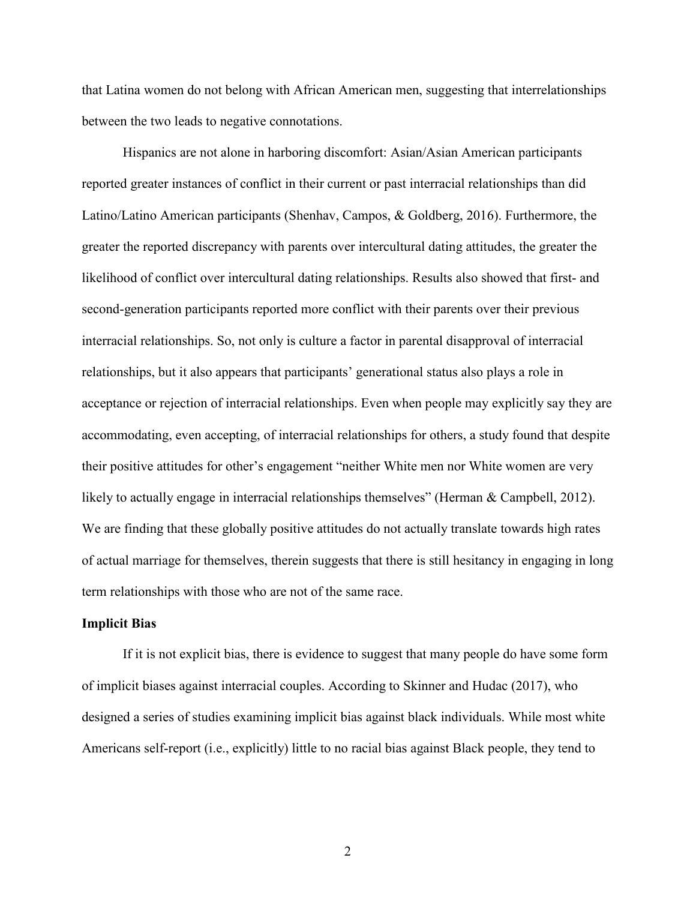that Latina women do not belong with African American men, suggesting that interrelationships between the two leads to negative connotations.

Hispanics are not alone in harboring discomfort: Asian/Asian American participants reported greater instances of conflict in their current or past interracial relationships than did Latino/Latino American participants (Shenhav, Campos, & Goldberg, 2016). Furthermore, the greater the reported discrepancy with parents over intercultural dating attitudes, the greater the likelihood of conflict over intercultural dating relationships. Results also showed that first- and second-generation participants reported more conflict with their parents over their previous interracial relationships. So, not only is culture a factor in parental disapproval of interracial relationships, but it also appears that participants' generational status also plays a role in acceptance or rejection of interracial relationships. Even when people may explicitly say they are accommodating, even accepting, of interracial relationships for others, a study found that despite their positive attitudes for other's engagement "neither White men nor White women are very likely to actually engage in interracial relationships themselves" (Herman & Campbell, 2012). We are finding that these globally positive attitudes do not actually translate towards high rates of actual marriage for themselves, therein suggests that there is still hesitancy in engaging in long term relationships with those who are not of the same race.

**Implicit Bias**

If it is not explicit bias, there is evidence to suggest that many people do have some form of implicit biases against interracial couples. According to Skinner and Hudac (2017), who designed a series of studies examining implicit bias against black individuals. While most white Americans self-report (i.e., explicitly) little to no racial bias against Black people, they tend to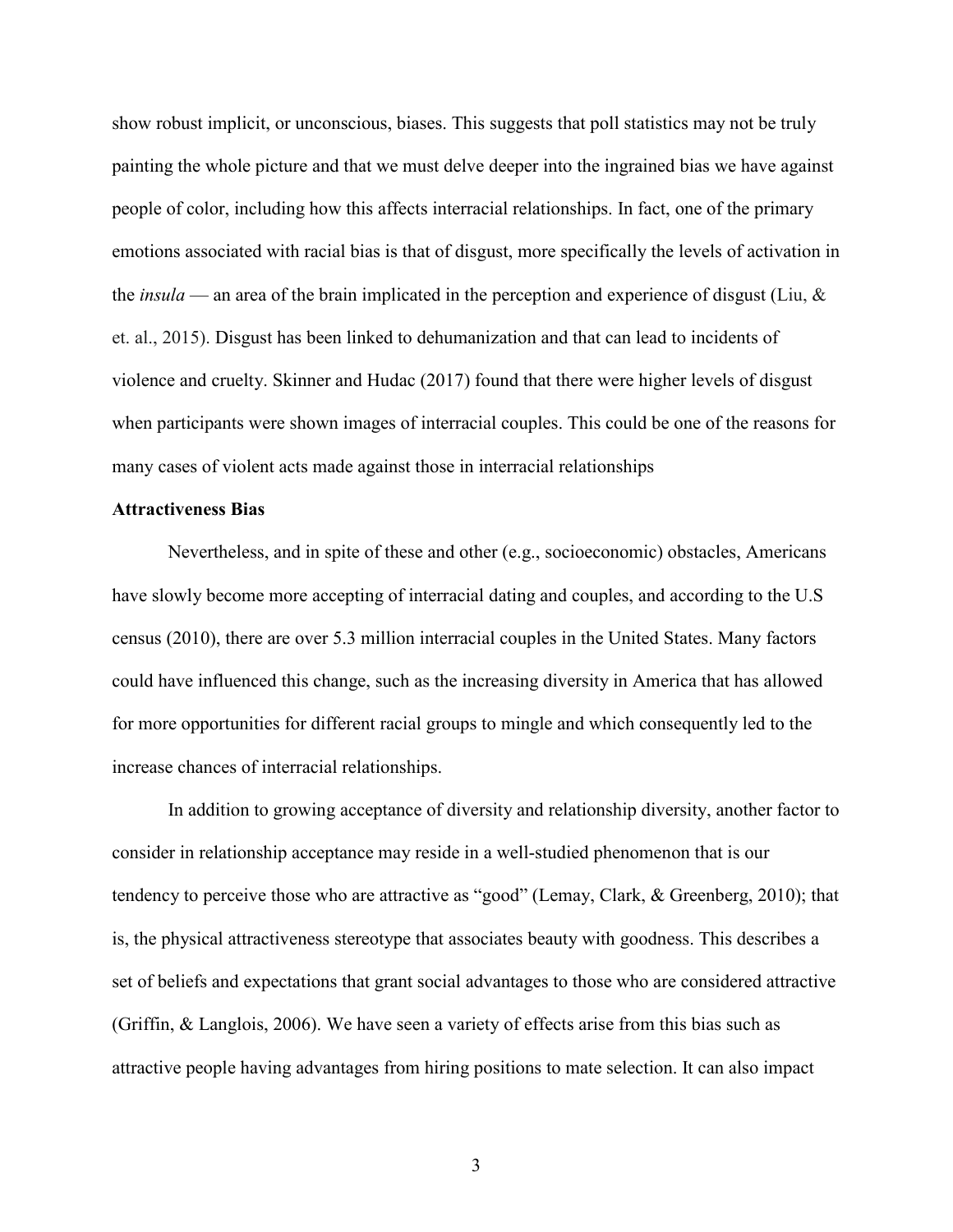show robust implicit, or unconscious, biases. This suggests that poll statistics may not be truly painting the whole picture and that we must delve deeper into the ingrained bias we have against people of color, including how this affects interracial relationships. In fact, one of the primary emotions associated with racial bias is that of disgust, more specifically the levels of activation in the *insula* — an area of the brain implicated in the perception and experience of disgust (Liu, & et. al., 2015). Disgust has been linked to dehumanization and that can lead to incidents of violence and cruelty. Skinner and Hudac (2017) found that there were higher levels of disgust when participants were shown images of interracial couples. This could be one of the reasons for many cases of violent acts made against those in interracial relationships

**Attractiveness Bias**

Nevertheless, and in spite of these and other (e.g., socioeconomic) obstacles, Americans have slowly become more accepting of interracial dating and couples, and according to the U.S census (2010), there are over 5.3 million interracial couples in the United States. Many factors could have influenced this change, such as the increasing diversity in America that has allowed for more opportunities for different racial groups to mingle and which consequently led to the increase chances of interracial relationships.

In addition to growing acceptance of diversity and relationship diversity, another factor to consider in relationship acceptance may reside in a well-studied phenomenon that is our tendency to perceive those who are attractive as "good" (Lemay, Clark, & Greenberg, 2010); that is, the physical attractiveness stereotype that associates beauty with goodness. This describes a set of beliefs and expectations that grant social advantages to those who are considered attractive (Griffin, & Langlois, 2006). We have seen a variety of effects arise from this bias such as attractive people having advantages from hiring positions to mate selection. It can also impact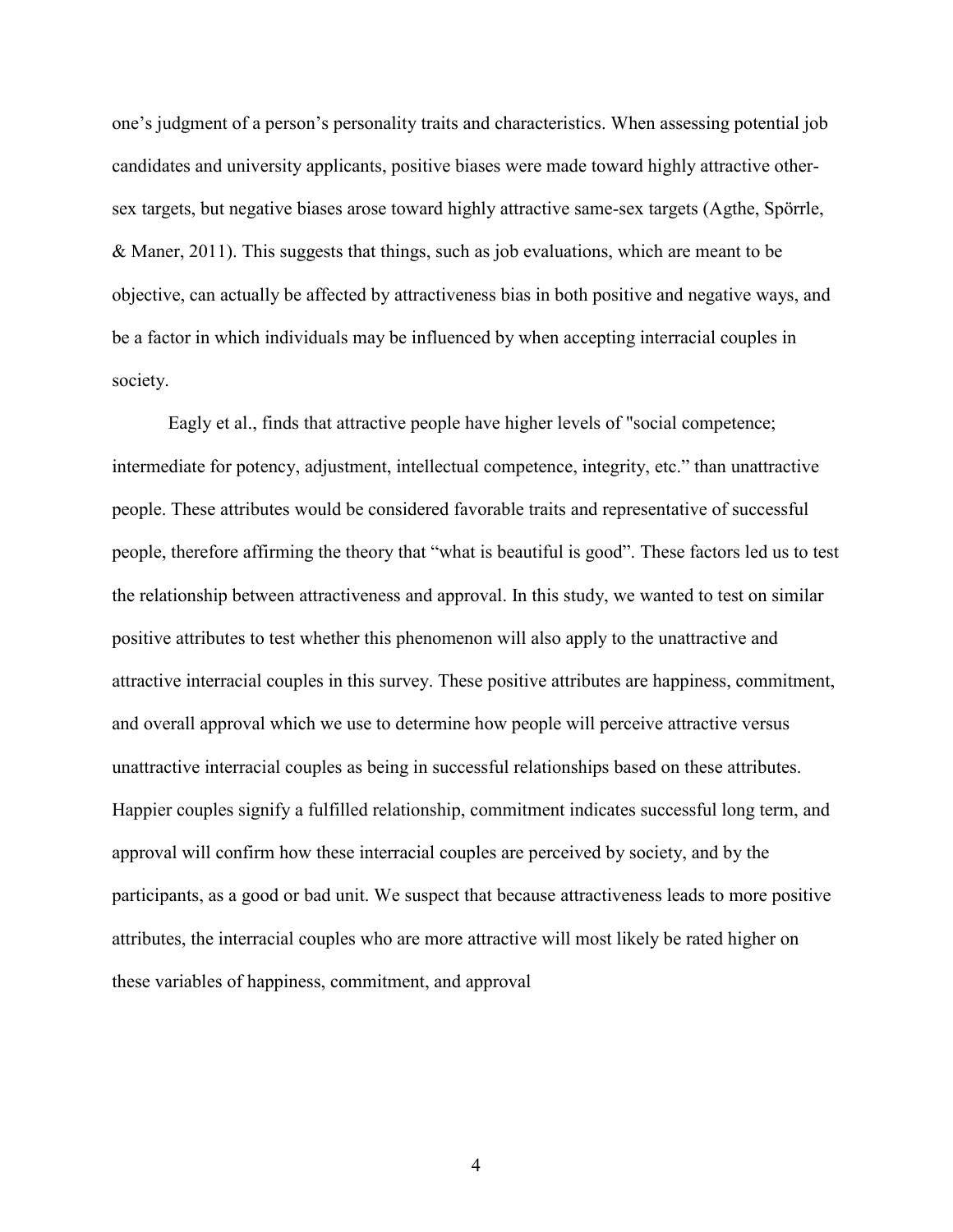one's judgment of a person's personality traits and characteristics. When assessing potential job candidates and university applicants, positive biases were made toward highly attractive other-sex targets, but negative biases arose toward highly attractive same-sex targets (Agthe, Spörrle, & Maner, 2011). This suggests that things, such as job evaluations, which are meant to be objective, can actually be affected by attractiveness bias in both positive and negative ways, and be a factor in which individuals may be influenced by when accepting interracial couples in society.

Eagly et al., finds that attractive people have higher levels of "social competence; intermediate for potency, adjustment, intellectual competence, integrity, etc." than unattractive people. These attributes would be considered favorable traits and representative of successful people, therefore affirming the theory that "what is beautiful is good". These factors led us to test the relationship between attractiveness and approval. In this study, we wanted to test on similar positive attributes to test whether this phenomenon will also apply to the unattractive and attractive interracial couples in this survey. These positive attributes are happiness, commitment, and overall approval which we use to determine how people will perceive attractive versus unattractive interracial couples as being in successful relationships based on these attributes. Happier couples signify a fulfilled relationship, commitment indicates successful long term, and approval will confirm how these interracial couples are perceived by society, and by the participants, as a good or bad unit. We suspect that because attractiveness leads to more positive attributes, the interracial couples who are more attractive will most likely be rated higher on these variables of happiness, commitment, and approval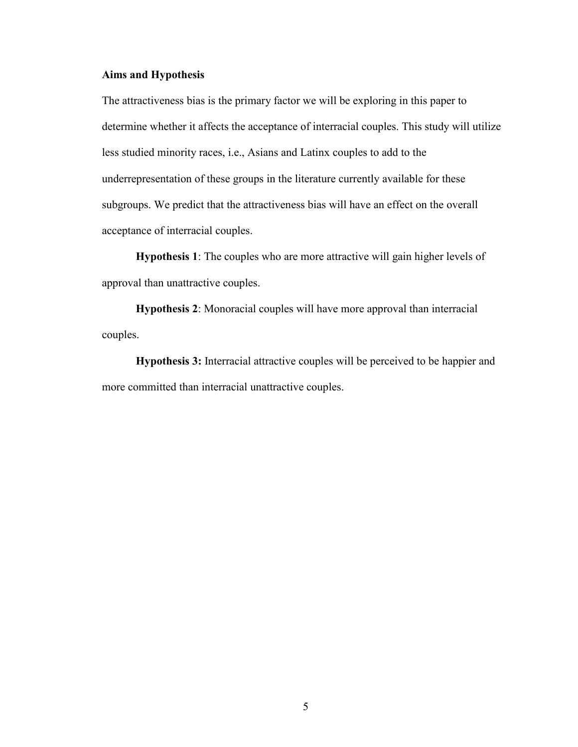**Aims and Hypothesis**

The attractiveness bias is the primary factor we will be exploring in this paper to determine whether it affects the acceptance of interracial couples. This study will utilize less studied minority races, i.e., Asians and Latinx couples to add to the underrepresentation of these groups in the literature currently available for these subgroups. We predict that the attractiveness bias will have an effect on the overall acceptance of interracial couples.

**Hypothesis 1**: The couples who are more attractive will gain higher levels of approval than unattractive couples.

**Hypothesis 2**: Monoracial couples will have more approval than interracial couples.

**Hypothesis 3:** Interracial attractive couples will be perceived to be happier and more committed than interracial unattractive couples.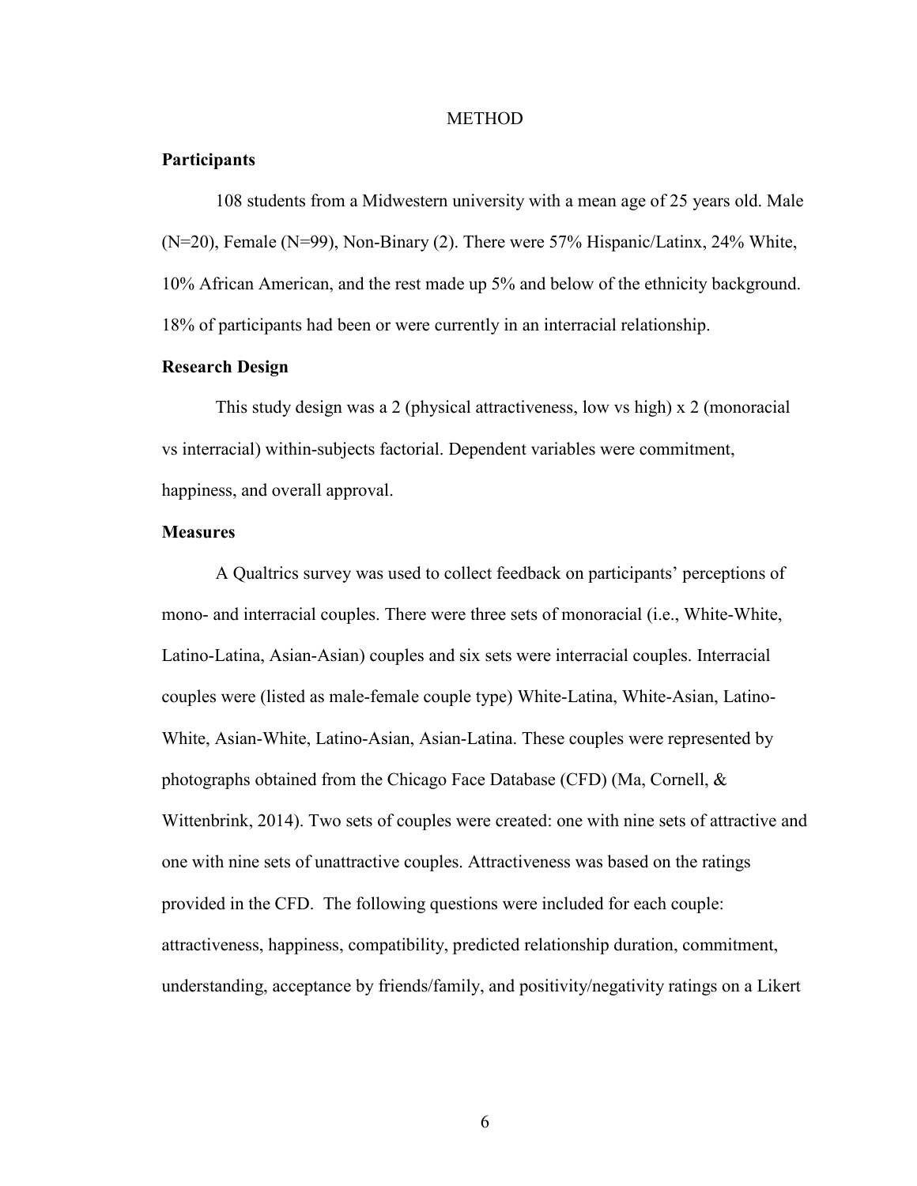# METHOD

## Participants

108 students from a Midwestern university with a mean age of 25 years old. Male (N=20), Female (N=99), Non-Binary (2). There were 57% Hispanic/Latinx, 24% White, 10% African American, and the rest made up 5% and below of the ethnicity background. 18% of participants had been or were currently in an interracial relationship.

## Research Design

This study design was a 2 (physical attractiveness, low vs high) x 2 (monoracial vs interracial) within-subjects factorial. Dependent variables were commitment, happiness, and overall approval.

## Measures

A Qualtrics survey was used to collect feedback on participants' perceptions of mono- and interracial couples. There were three sets of monoracial (i.e., White-White, Latino-Latina, Asian-Asian) couples and six sets were interracial couples. Interracial couples were (listed as male-female couple type) White-Latina, White-Asian, Latino-White, Asian-White, Latino-Asian, Asian-Latina. These couples were represented by photographs obtained from the Chicago Face Database (CFD) (Ma, Cornell, & Wittenbrink, 2014). Two sets of couples were created: one with nine sets of attractive and one with nine sets of unattractive couples. Attractiveness was based on the ratings provided in the CFD. The following questions were included for each couple: attractiveness, happiness, compatibility, predicted relationship duration, commitment, understanding, acceptance by friends/family, and positivity/negativity ratings on a Likert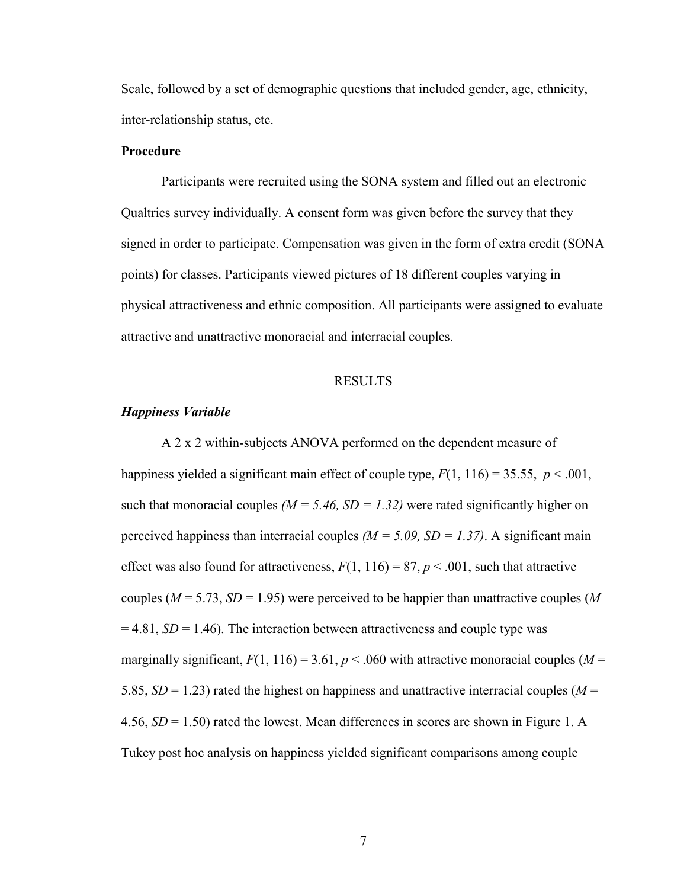Scale, followed by a set of demographic questions that included gender, age, ethnicity, inter-relationship status, etc.

**Procedure**

Participants were recruited using the SONA system and filled out an electronic Qualtrics survey individually. A consent form was given before the survey that they signed in order to participate. Compensation was given in the form of extra credit (SONA points) for classes. Participants viewed pictures of 18 different couples varying in physical attractiveness and ethnic composition. All participants were assigned to evaluate attractive and unattractive monoracial and interracial couples.

## RESULTS

***Happiness Variable***

A 2 x 2 within-subjects ANOVA performed on the dependent measure of happiness yielded a significant main effect of couple type, $F(1, 116) = 35.55$, $p < .001$, such that monoracial couples *($M = 5.46$, $SD = 1.32$)* were rated significantly higher on perceived happiness than interracial couples *($M = 5.09$, $SD = 1.37$)*. A significant main effect was also found for attractiveness, $F(1, 116) = 87$, $p < .001$, such that attractive couples ($M = 5.73$, $SD = 1.95$) were perceived to be happier than unattractive couples ($M = 4.81$, $SD = 1.46$). The interaction between attractiveness and couple type was marginally significant, $F(1, 116) = 3.61$, $p < .060$ with attractive monoracial couples ($M = 5.85$, $SD = 1.23$) rated the highest on happiness and unattractive interracial couples ($M = 4.56$, $SD = 1.50$) rated the lowest. Mean differences in scores are shown in Figure 1. A Tukey post hoc analysis on happiness yielded significant comparisons among couple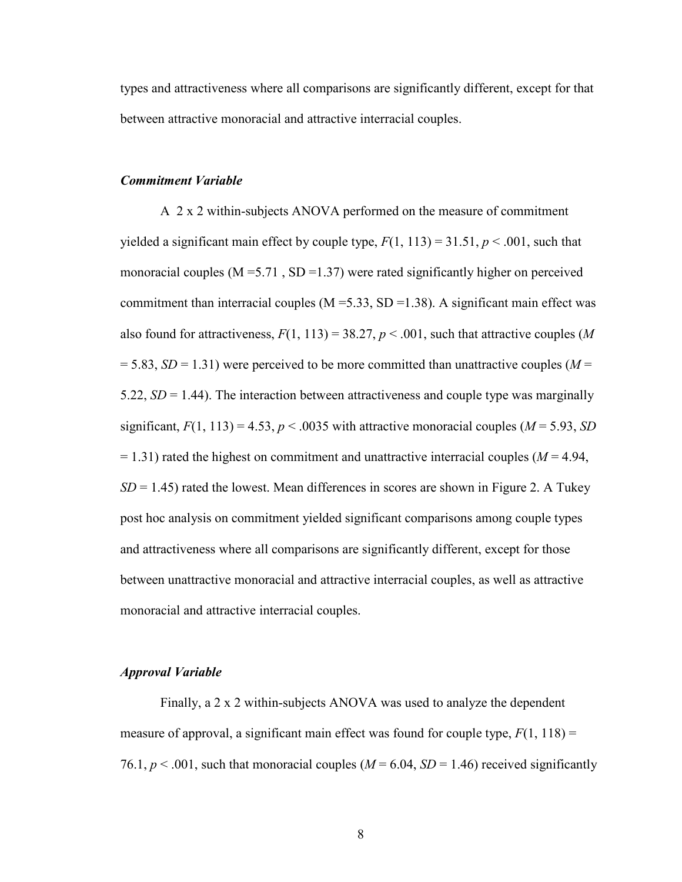types and attractiveness where all comparisons are significantly different, except for that between attractive monoracial and attractive interracial couples.

### *Commitment Variable*

A 2 x 2 within-subjects ANOVA performed on the measure of commitment yielded a significant main effect by couple type, $F(1, 113) = 31.51$, $p < .001$, such that monoracial couples (M =5.71 , SD =1.37) were rated significantly higher on perceived commitment than interracial couples (M =5.33, SD =1.38). A significant main effect was also found for attractiveness, $F(1, 113) = 38.27$, $p < .001$, such that attractive couples ($M = 5.83$, $SD = 1.31$) were perceived to be more committed than unattractive couples ($M = 5.22$, $SD = 1.44$). The interaction between attractiveness and couple type was marginally significant, $F(1, 113) = 4.53$, $p < .0035$ with attractive monoracial couples ($M = 5.93$, $SD = 1.31$) rated the highest on commitment and unattractive interracial couples ($M = 4.94$, $SD = 1.45$) rated the lowest. Mean differences in scores are shown in Figure 2. A Tukey post hoc analysis on commitment yielded significant comparisons among couple types and attractiveness where all comparisons are significantly different, except for those between unattractive monoracial and attractive interracial couples, as well as attractive monoracial and attractive interracial couples.

### *Approval Variable*

Finally, a 2 x 2 within-subjects ANOVA was used to analyze the dependent measure of approval, a significant main effect was found for couple type, $F(1, 118) = 76.1$, $p < .001$, such that monoracial couples ($M = 6.04$, $SD = 1.46$) received significantly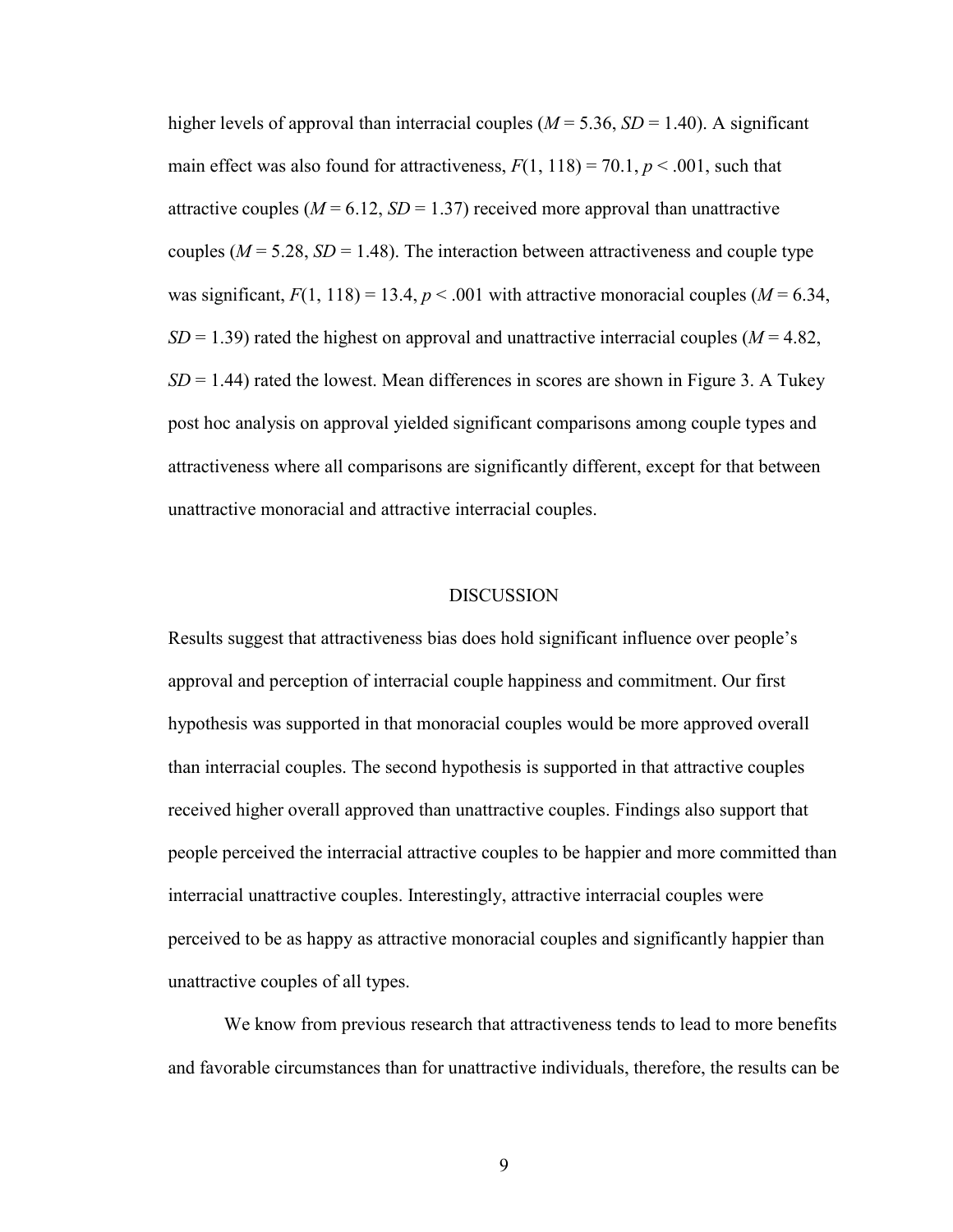higher levels of approval than interracial couples (*M* = 5.36, *SD* = 1.40). A significant main effect was also found for attractiveness, $F(1, 118) = 70.1$, $p < .001$, such that attractive couples (*M* = 6.12, *SD* = 1.37) received more approval than unattractive couples (*M* = 5.28, *SD* = 1.48). The interaction between attractiveness and couple type was significant, $F(1, 118) = 13.4$, $p < .001$ with attractive monoracial couples (*M* = 6.34, *SD* = 1.39) rated the highest on approval and unattractive interracial couples (*M* = 4.82, *SD* = 1.44) rated the lowest. Mean differences in scores are shown in Figure 3. A Tukey post hoc analysis on approval yielded significant comparisons among couple types and attractiveness where all comparisons are significantly different, except for that between unattractive monoracial and attractive interracial couples.

## DISCUSSION

Results suggest that attractiveness bias does hold significant influence over people's approval and perception of interracial couple happiness and commitment. Our first hypothesis was supported in that monoracial couples would be more approved overall than interracial couples. The second hypothesis is supported in that attractive couples received higher overall approved than unattractive couples. Findings also support that people perceived the interracial attractive couples to be happier and more committed than interracial unattractive couples. Interestingly, attractive interracial couples were perceived to be as happy as attractive monoracial couples and significantly happier than unattractive couples of all types.

We know from previous research that attractiveness tends to lead to more benefits and favorable circumstances than for unattractive individuals, therefore, the results can be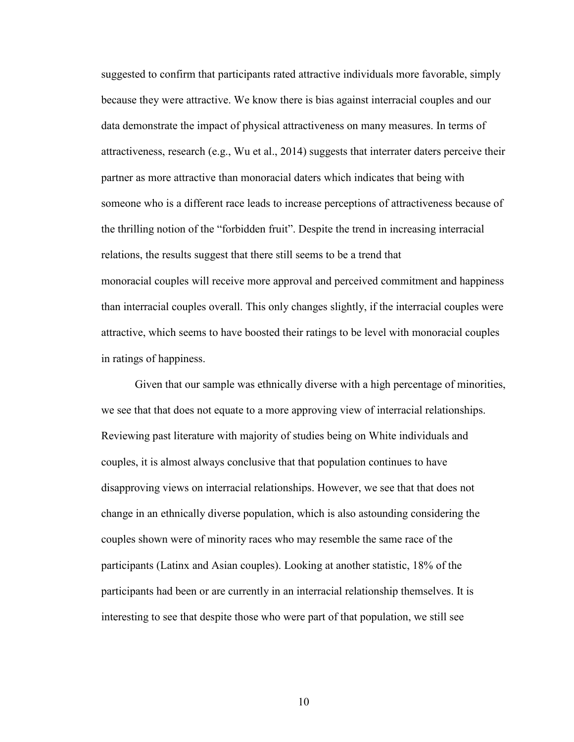suggested to confirm that participants rated attractive individuals more favorable, simply because they were attractive. We know there is bias against interracial couples and our data demonstrate the impact of physical attractiveness on many measures. In terms of attractiveness, research (e.g., Wu et al., 2014) suggests that interrater daters perceive their partner as more attractive than monoracial daters which indicates that being with someone who is a different race leads to increase perceptions of attractiveness because of the thrilling notion of the "forbidden fruit". Despite the trend in increasing interracial relations, the results suggest that there still seems to be a trend that monoracial couples will receive more approval and perceived commitment and happiness than interracial couples overall. This only changes slightly, if the interracial couples were attractive, which seems to have boosted their ratings to be level with monoracial couples in ratings of happiness.

Given that our sample was ethnically diverse with a high percentage of minorities, we see that that does not equate to a more approving view of interracial relationships. Reviewing past literature with majority of studies being on White individuals and couples, it is almost always conclusive that that population continues to have disapproving views on interracial relationships. However, we see that that does not change in an ethnically diverse population, which is also astounding considering the couples shown were of minority races who may resemble the same race of the participants (Latinx and Asian couples). Looking at another statistic, 18% of the participants had been or are currently in an interracial relationship themselves. It is interesting to see that despite those who were part of that population, we still see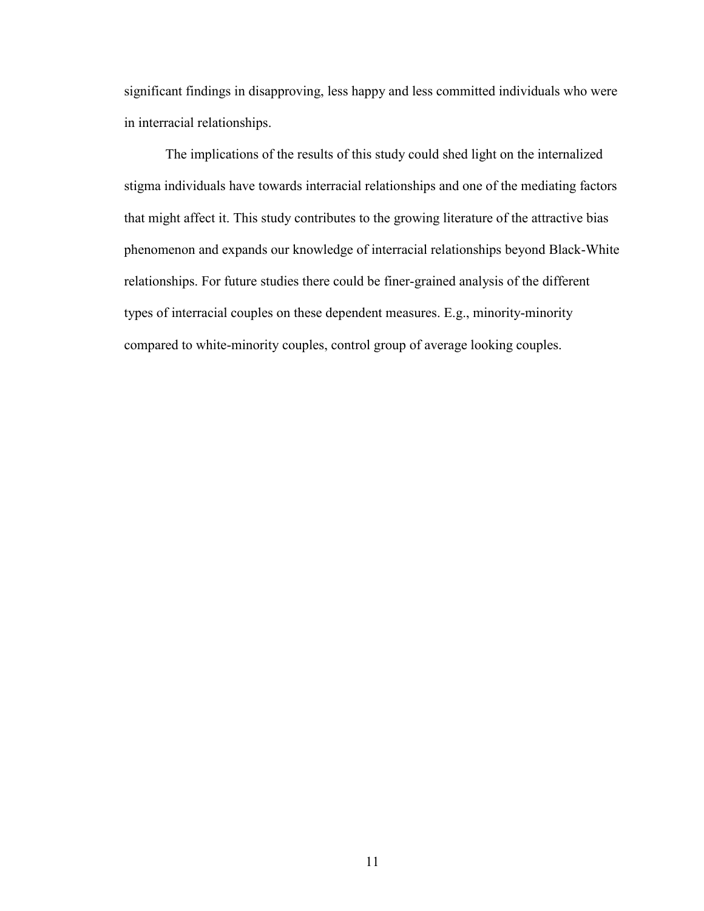significant findings in disapproving, less happy and less committed individuals who were in interracial relationships.

The implications of the results of this study could shed light on the internalized stigma individuals have towards interracial relationships and one of the mediating factors that might affect it. This study contributes to the growing literature of the attractive bias phenomenon and expands our knowledge of interracial relationships beyond Black-White relationships. For future studies there could be finer-grained analysis of the different types of interracial couples on these dependent measures. E.g., minority-minority compared to white-minority couples, control group of average looking couples.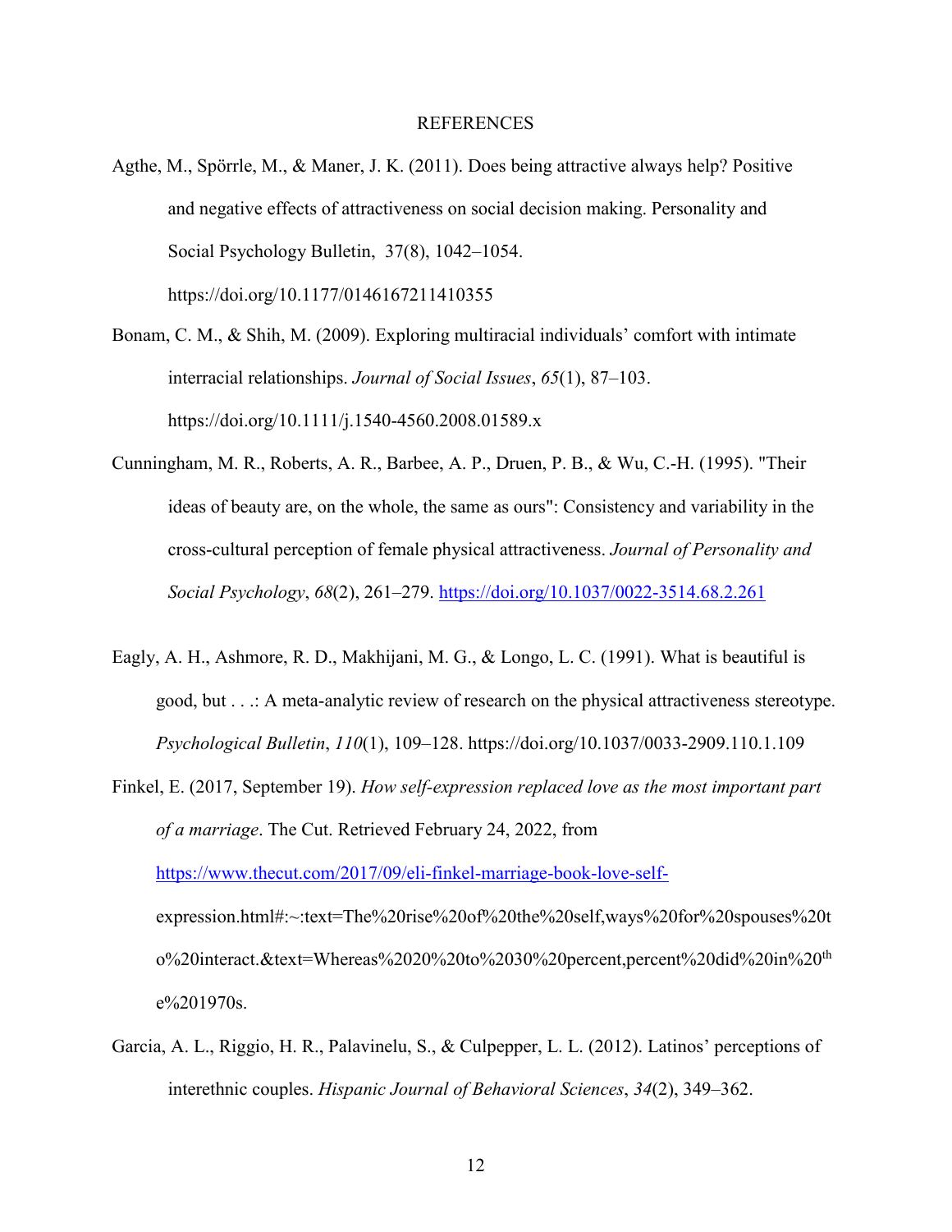# REFERENCES

Agthe, M., Spörrle, M., & Maner, J. K. (2011). Does being attractive always help? Positive and negative effects of attractiveness on social decision making. Personality and Social Psychology Bulletin, 37(8), 1042–1054. https://doi.org/10.1177/0146167211410355

Bonam, C. M., & Shih, M. (2009). Exploring multiracial individuals' comfort with intimate interracial relationships. *Journal of Social Issues*, *65*(1), 87–103. https://doi.org/10.1111/j.1540-4560.2008.01589.x

Cunningham, M. R., Roberts, A. R., Barbee, A. P., Druen, P. B., & Wu, C.-H. (1995). "Their ideas of beauty are, on the whole, the same as ours": Consistency and variability in the cross-cultural perception of female physical attractiveness. *Journal of Personality and Social Psychology*, *68*(2), 261–279. https://doi.org/10.1037/0022-3514.68.2.261

Eagly, A. H., Ashmore, R. D., Makhijani, M. G., & Longo, L. C. (1991). What is beautiful is good, but . . .: A meta-analytic review of research on the physical attractiveness stereotype. *Psychological Bulletin*, *110*(1), 109–128. https://doi.org/10.1037/0033-2909.110.1.109

Finkel, E. (2017, September 19). *How self-expression replaced love as the most important part of a marriage*. The Cut. Retrieved February 24, 2022, from https://www.thecut.com/2017/09/eli-finkel-marriage-book-love-self-expression.html#:~:text=The%20rise%20of%20the%20self,ways%20for%20spouses%20to%20interact.&text=Whereas%2020%20to%2030%20percent,percent%20did%20in%20the%201970s.

Garcia, A. L., Riggio, H. R., Palavinelu, S., & Culpepper, L. L. (2012). Latinos' perceptions of interethnic couples. *Hispanic Journal of Behavioral Sciences*, *34*(2), 349–362.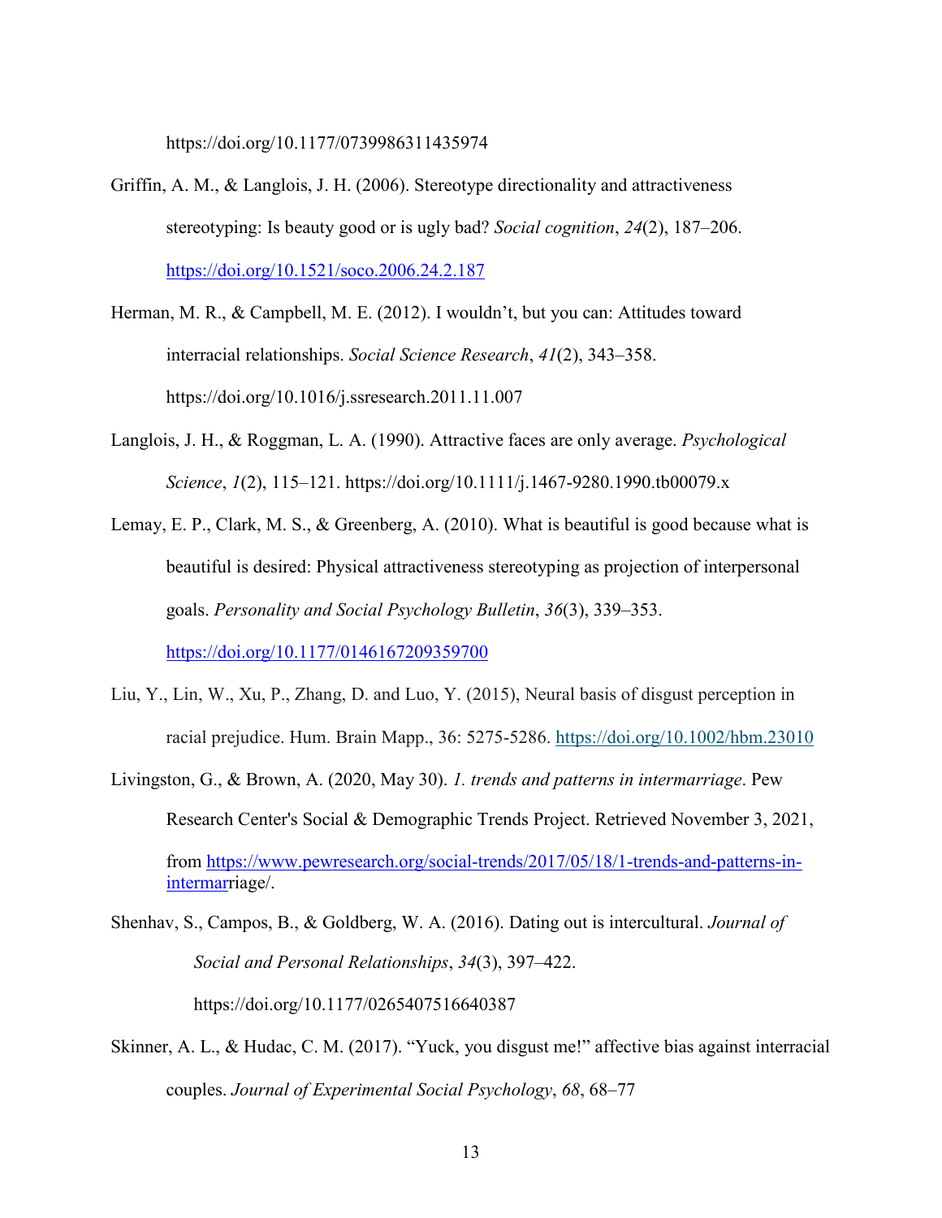https://doi.org/10.1177/0739986311435974

Griffin, A. M., & Langlois, J. H. (2006). Stereotype directionality and attractiveness stereotyping: Is beauty good or is ugly bad? *Social cognition*, *24*(2), 187–206. https://doi.org/10.1521/soco.2006.24.2.187

Herman, M. R., & Campbell, M. E. (2012). I wouldn't, but you can: Attitudes toward interracial relationships. *Social Science Research*, *41*(2), 343–358. https://doi.org/10.1016/j.ssresearch.2011.11.007

Langlois, J. H., & Roggman, L. A. (1990). Attractive faces are only average. *Psychological Science*, *1*(2), 115–121. https://doi.org/10.1111/j.1467-9280.1990.tb00079.x

Lemay, E. P., Clark, M. S., & Greenberg, A. (2010). What is beautiful is good because what is beautiful is desired: Physical attractiveness stereotyping as projection of interpersonal goals. *Personality and Social Psychology Bulletin*, *36*(3), 339–353. https://doi.org/10.1177/0146167209359700

Liu, Y., Lin, W., Xu, P., Zhang, D. and Luo, Y. (2015), Neural basis of disgust perception in racial prejudice. Hum. Brain Mapp., 36: 5275-5286. https://doi.org/10.1002/hbm.23010

Livingston, G., & Brown, A. (2020, May 30). *1. trends and patterns in intermarriage*. Pew Research Center's Social & Demographic Trends Project. Retrieved November 3, 2021, from https://www.pewresearch.org/social-trends/2017/05/18/1-trends-and-patterns-in-intermarriage/.

Shenhav, S., Campos, B., & Goldberg, W. A. (2016). Dating out is intercultural. *Journal of Social and Personal Relationships*, *34*(3), 397–422. https://doi.org/10.1177/0265407516640387

Skinner, A. L., & Hudac, C. M. (2017). "Yuck, you disgust me!" affective bias against interracial couples. *Journal of Experimental Social Psychology*, *68*, 68–77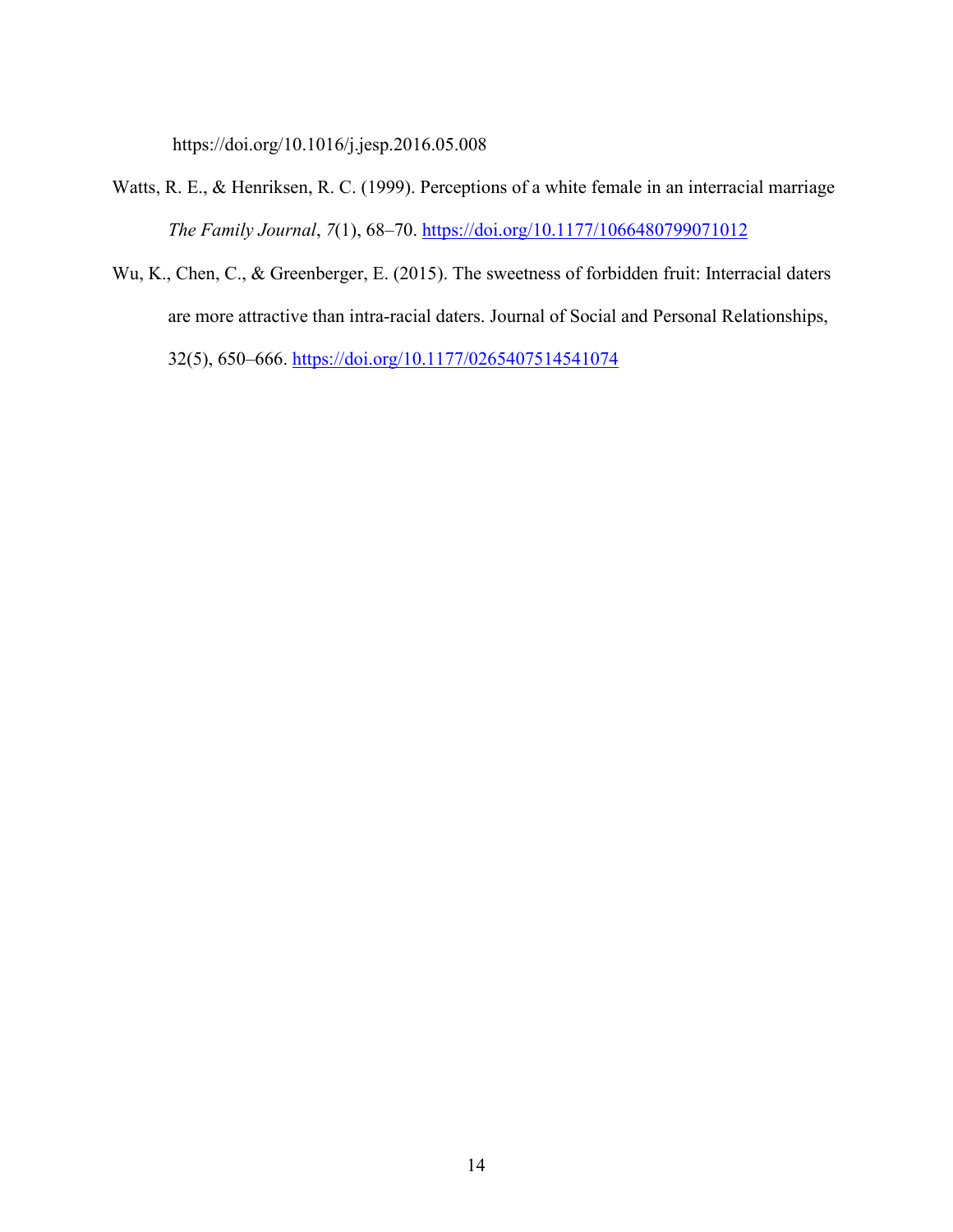https://doi.org/10.1016/j.jesp.2016.05.008

Watts, R. E., & Henriksen, R. C. (1999). Perceptions of a white female in an interracial marriage *The Family Journal*, *7*(1), 68–70. https://doi.org/10.1177/1066480799071012

Wu, K., Chen, C., & Greenberger, E. (2015). The sweetness of forbidden fruit: Interracial daters are more attractive than intra-racial daters. Journal of Social and Personal Relationships, 32(5), 650–666. https://doi.org/10.1177/0265407514541074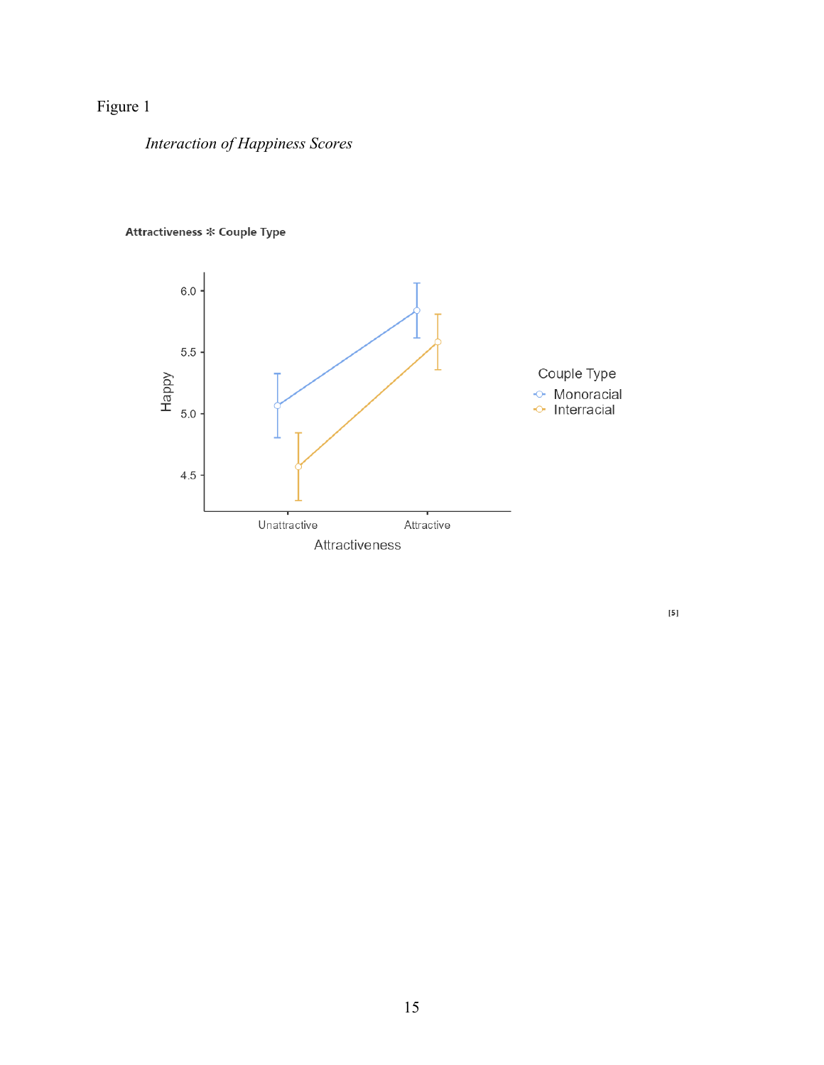Figure 1

*Interaction of Happiness Scores*

**Attractiveness ✻ Couple Type**

Couple Type
- Monoracial
- Interracial

Happy

Attractiveness

Unattractive    Attractive

[5]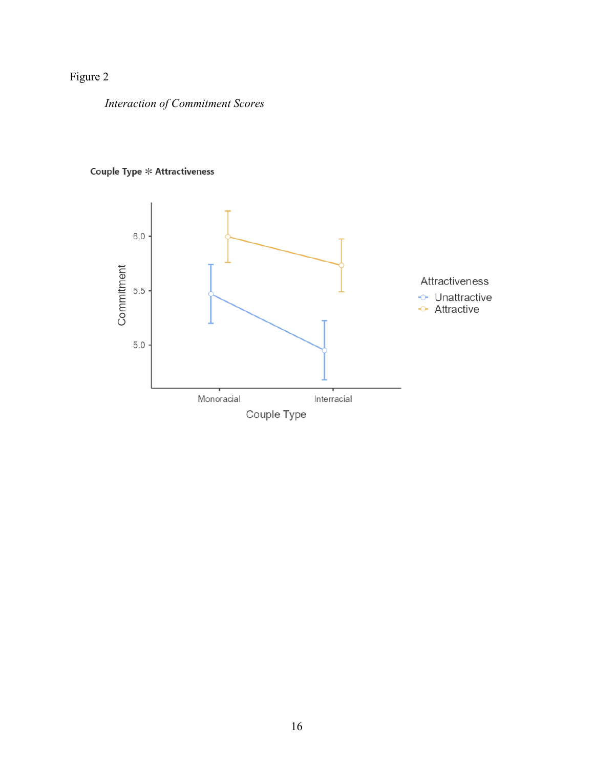Figure 2

*Interaction of Commitment Scores*

**Couple Type ✻ Attractiveness**

Commitment

6.0

5.5

5.0

Monoracial

Interracial

Couple Type

Attractiveness

Unattractive

Attractive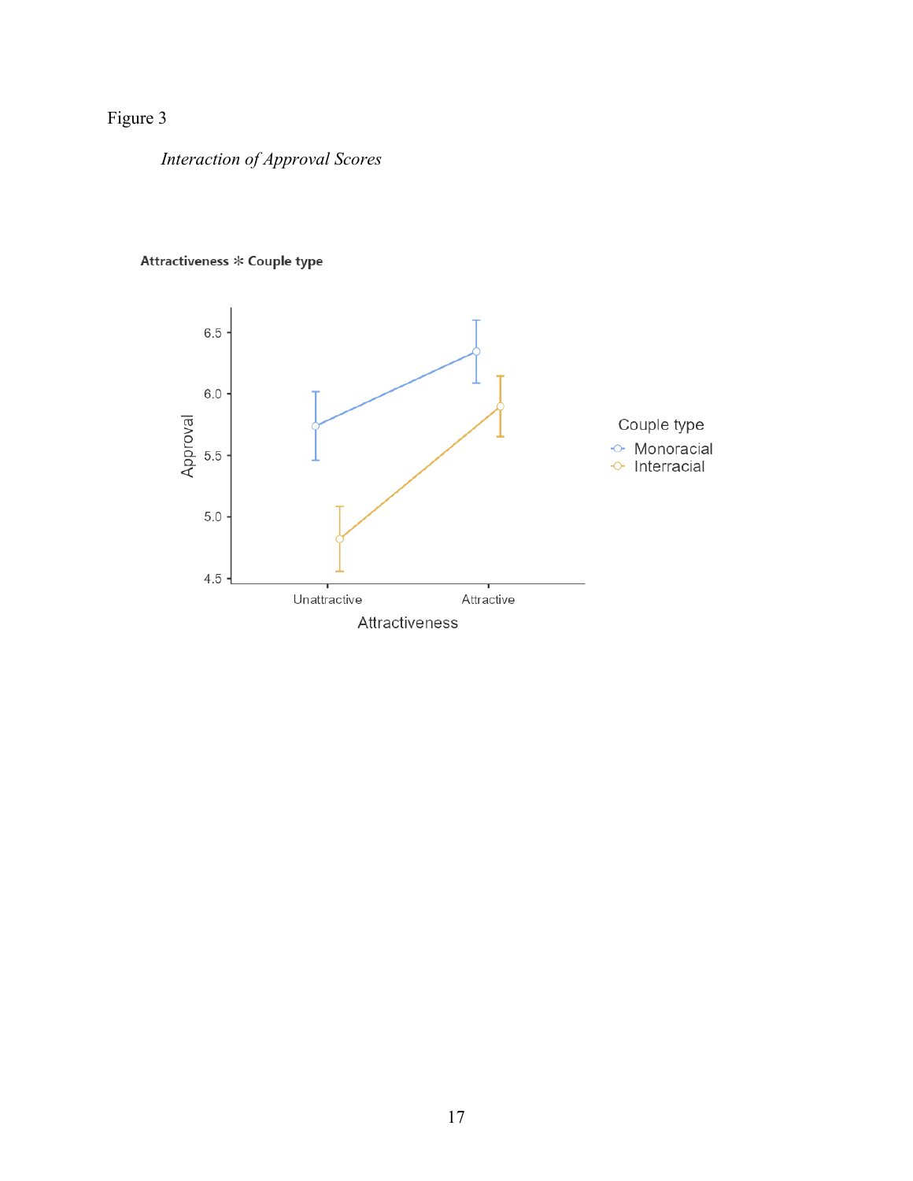Figure 3

*Interaction of Approval Scores*

**Attractiveness ✻ Couple type**

6.5
6.0
5.5
5.0
4.5
Approval
Unattractive
Attractive
Attractiveness

Couple type
Monoracial
Interracial